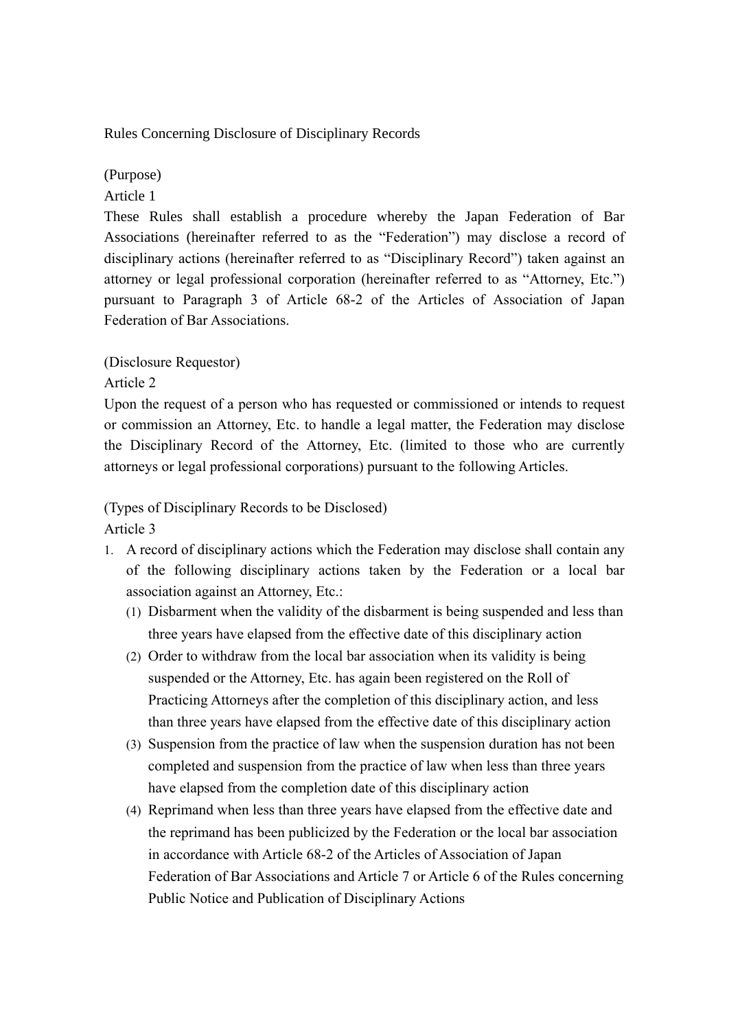# Rules Concerning Disclosure of Disciplinary Records

(Purpose)

Article 1

These Rules shall establish a procedure whereby the Japan Federation of Bar Associations (hereinafter referred to as the "Federation") may disclose a record of disciplinary actions (hereinafter referred to as "Disciplinary Record") taken against an attorney or legal professional corporation (hereinafter referred to as "Attorney, Etc.") pursuant to Paragraph 3 of Article 68-2 of the Articles of Association of Japan Federation of Bar Associations.

(Disclosure Requestor)

Article 2

Upon the request of a person who has requested or commissioned or intends to request or commission an Attorney, Etc. to handle a legal matter, the Federation may disclose the Disciplinary Record of the Attorney, Etc. (limited to those who are currently attorneys or legal professional corporations) pursuant to the following Articles.

(Types of Disciplinary Records to be Disclosed)

Article 3

1. A record of disciplinary actions which the Federation may disclose shall contain any of the following disciplinary actions taken by the Federation or a local bar association against an Attorney, Etc.:
   (1) Disbarment when the validity of the disbarment is being suspended and less than three years have elapsed from the effective date of this disciplinary action
   (2) Order to withdraw from the local bar association when its validity is being suspended or the Attorney, Etc. has again been registered on the Roll of Practicing Attorneys after the completion of this disciplinary action, and less than three years have elapsed from the effective date of this disciplinary action
   (3) Suspension from the practice of law when the suspension duration has not been completed and suspension from the practice of law when less than three years have elapsed from the completion date of this disciplinary action
   (4) Reprimand when less than three years have elapsed from the effective date and the reprimand has been publicized by the Federation or the local bar association in accordance with Article 68-2 of the Articles of Association of Japan Federation of Bar Associations and Article 7 or Article 6 of the Rules concerning Public Notice and Publication of Disciplinary Actions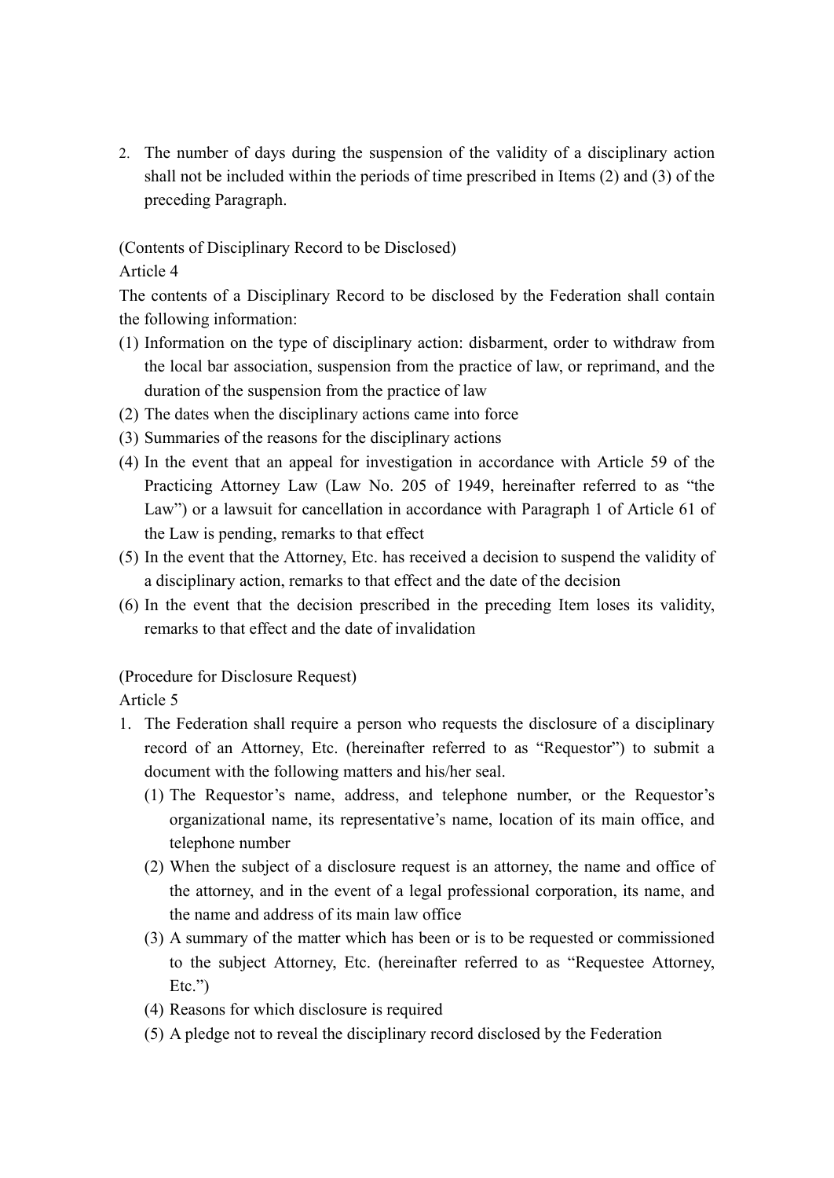2. The number of days during the suspension of the validity of a disciplinary action shall not be included within the periods of time prescribed in Items (2) and (3) of the preceding Paragraph.

(Contents of Disciplinary Record to be Disclosed)

Article 4

The contents of a Disciplinary Record to be disclosed by the Federation shall contain the following information:

(1) Information on the type of disciplinary action: disbarment, order to withdraw from the local bar association, suspension from the practice of law, or reprimand, and the duration of the suspension from the practice of law
(2) The dates when the disciplinary actions came into force
(3) Summaries of the reasons for the disciplinary actions
(4) In the event that an appeal for investigation in accordance with Article 59 of the Practicing Attorney Law (Law No. 205 of 1949, hereinafter referred to as "the Law") or a lawsuit for cancellation in accordance with Paragraph 1 of Article 61 of the Law is pending, remarks to that effect
(5) In the event that the Attorney, Etc. has received a decision to suspend the validity of a disciplinary action, remarks to that effect and the date of the decision
(6) In the event that the decision prescribed in the preceding Item loses its validity, remarks to that effect and the date of invalidation

(Procedure for Disclosure Request)

Article 5

1. The Federation shall require a person who requests the disclosure of a disciplinary record of an Attorney, Etc. (hereinafter referred to as "Requestor") to submit a document with the following matters and his/her seal.
   (1) The Requestor's name, address, and telephone number, or the Requestor's organizational name, its representative's name, location of its main office, and telephone number
   (2) When the subject of a disclosure request is an attorney, the name and office of the attorney, and in the event of a legal professional corporation, its name, and the name and address of its main law office
   (3) A summary of the matter which has been or is to be requested or commissioned to the subject Attorney, Etc. (hereinafter referred to as "Requestee Attorney, Etc.")
   (4) Reasons for which disclosure is required
   (5) A pledge not to reveal the disciplinary record disclosed by the Federation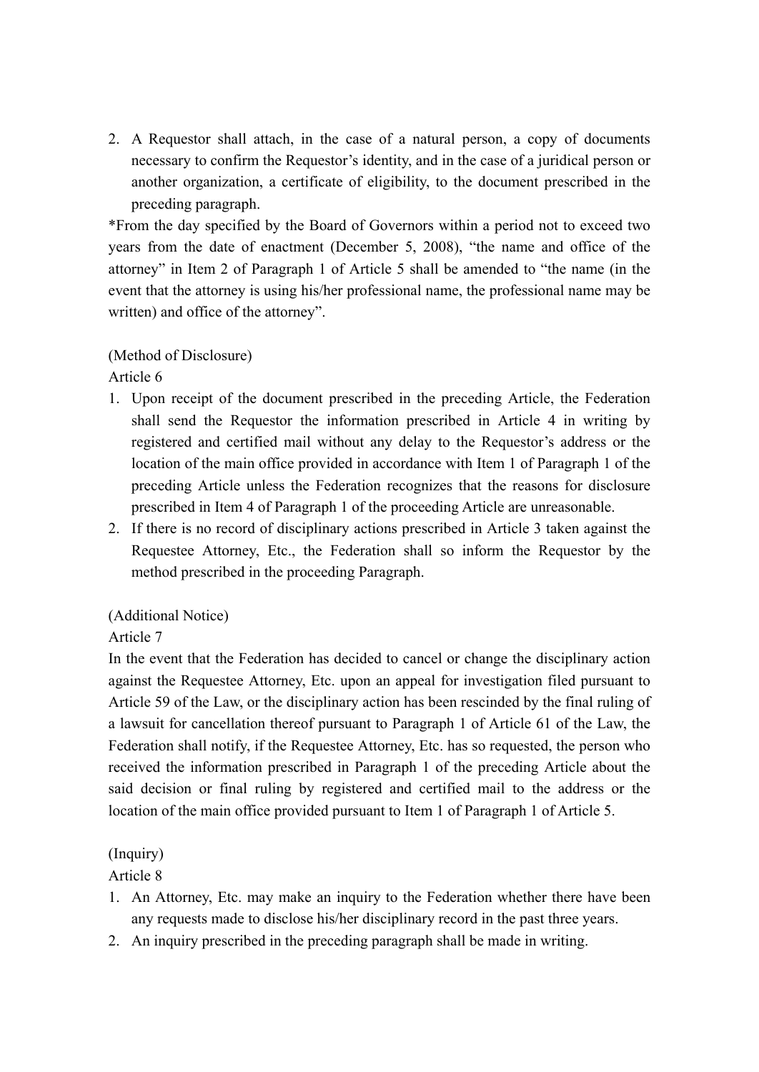2. A Requestor shall attach, in the case of a natural person, a copy of documents necessary to confirm the Requestor's identity, and in the case of a juridical person or another organization, a certificate of eligibility, to the document prescribed in the preceding paragraph.

*From the day specified by the Board of Governors within a period not to exceed two years from the date of enactment (December 5, 2008), "the name and office of the attorney" in Item 2 of Paragraph 1 of Article 5 shall be amended to "the name (in the event that the attorney is using his/her professional name, the professional name may be written) and office of the attorney".

(Method of Disclosure)

Article 6

1. Upon receipt of the document prescribed in the preceding Article, the Federation shall send the Requestor the information prescribed in Article 4 in writing by registered and certified mail without any delay to the Requestor's address or the location of the main office provided in accordance with Item 1 of Paragraph 1 of the preceding Article unless the Federation recognizes that the reasons for disclosure prescribed in Item 4 of Paragraph 1 of the proceeding Article are unreasonable.
2. If there is no record of disciplinary actions prescribed in Article 3 taken against the Requestee Attorney, Etc., the Federation shall so inform the Requestor by the method prescribed in the proceeding Paragraph.

(Additional Notice)

Article 7

In the event that the Federation has decided to cancel or change the disciplinary action against the Requestee Attorney, Etc. upon an appeal for investigation filed pursuant to Article 59 of the Law, or the disciplinary action has been rescinded by the final ruling of a lawsuit for cancellation thereof pursuant to Paragraph 1 of Article 61 of the Law, the Federation shall notify, if the Requestee Attorney, Etc. has so requested, the person who received the information prescribed in Paragraph 1 of the preceding Article about the said decision or final ruling by registered and certified mail to the address or the location of the main office provided pursuant to Item 1 of Paragraph 1 of Article 5.

(Inquiry)

Article 8

1. An Attorney, Etc. may make an inquiry to the Federation whether there have been any requests made to disclose his/her disciplinary record in the past three years.
2. An inquiry prescribed in the preceding paragraph shall be made in writing.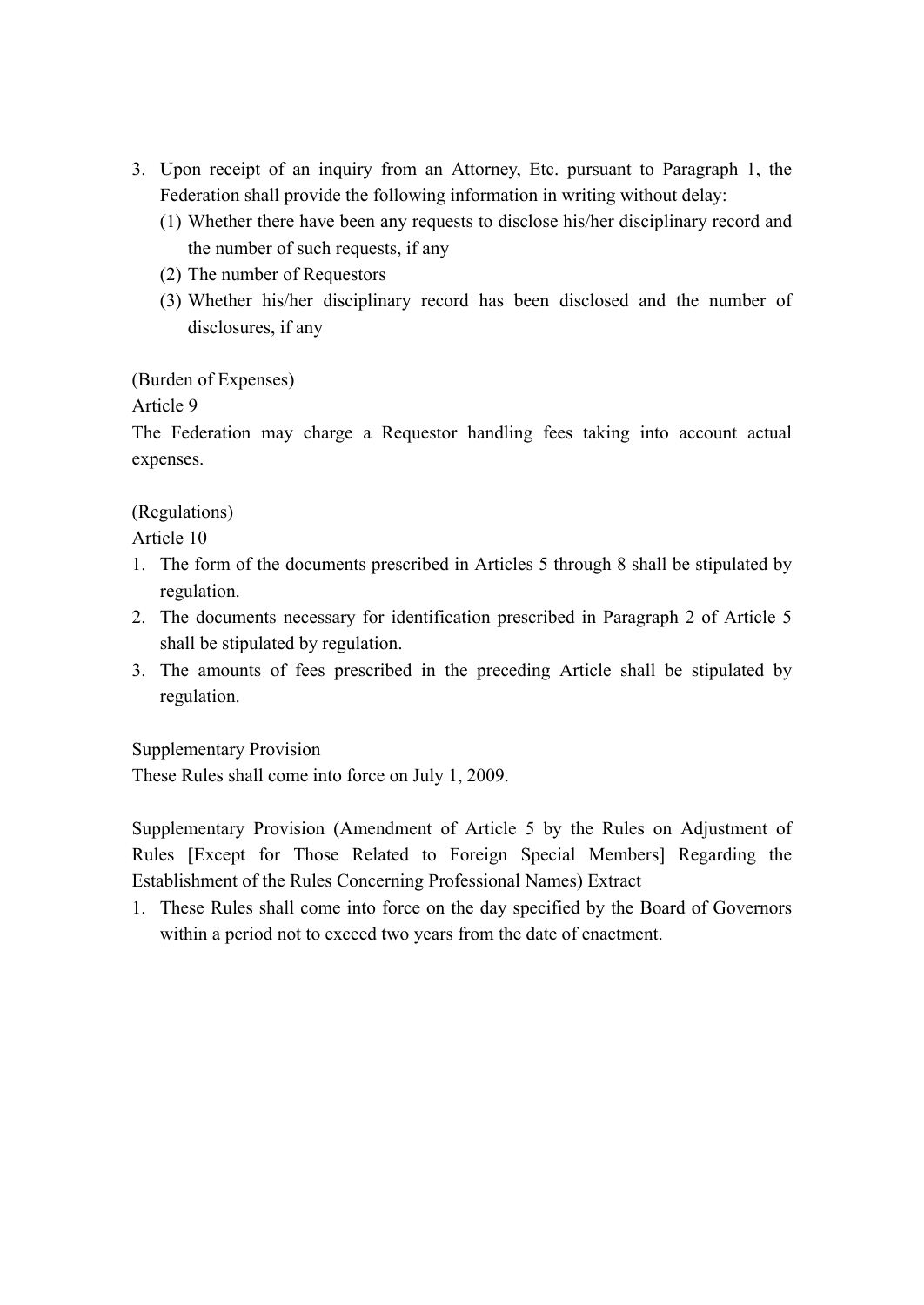3. Upon receipt of an inquiry from an Attorney, Etc. pursuant to Paragraph 1, the Federation shall provide the following information in writing without delay:
   (1) Whether there have been any requests to disclose his/her disciplinary record and the number of such requests, if any
   (2) The number of Requestors
   (3) Whether his/her disciplinary record has been disclosed and the number of disclosures, if any

(Burden of Expenses)

Article 9

The Federation may charge a Requestor handling fees taking into account actual expenses.

(Regulations)

Article 10

1. The form of the documents prescribed in Articles 5 through 8 shall be stipulated by regulation.
2. The documents necessary for identification prescribed in Paragraph 2 of Article 5 shall be stipulated by regulation.
3. The amounts of fees prescribed in the preceding Article shall be stipulated by regulation.

Supplementary Provision

These Rules shall come into force on July 1, 2009.

Supplementary Provision (Amendment of Article 5 by the Rules on Adjustment of Rules [Except for Those Related to Foreign Special Members] Regarding the Establishment of the Rules Concerning Professional Names) Extract

1. These Rules shall come into force on the day specified by the Board of Governors within a period not to exceed two years from the date of enactment.